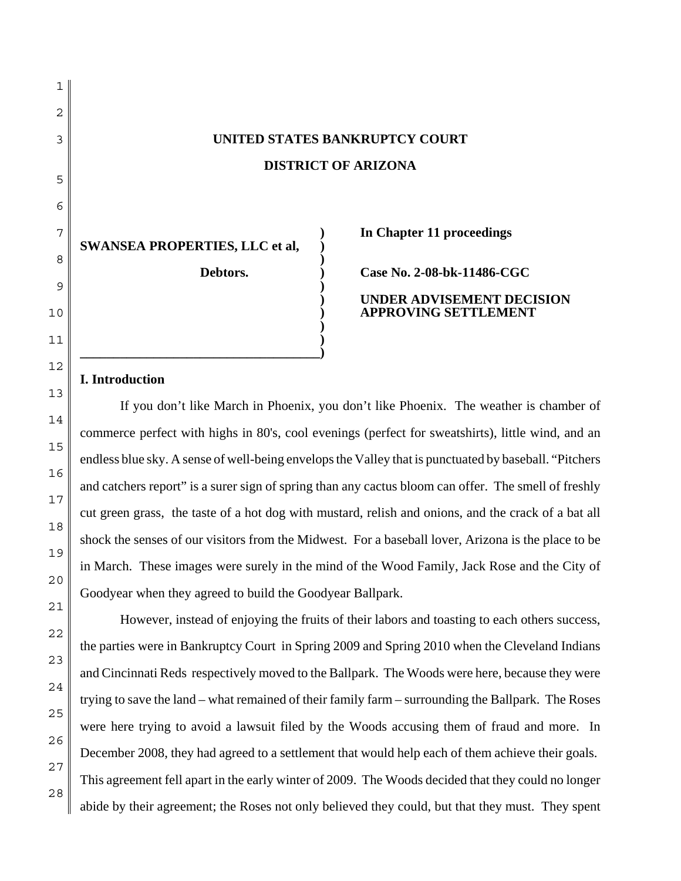**UNITED STATES BANKRUPTCY COURT**

**DISTRICT OF ARIZONA**

| | |
|---|---|
| **SWANSEA PROPERTIES, LLC et al,** | **In Chapter 11 proceedings** |
| **Debtors.** | **Case No. 2-08-bk-11486-CGC** |
| | **UNDER ADVISEMENT DECISION APPROVING SETTLEMENT** |

## I. Introduction

If you don't like March in Phoenix, you don't like Phoenix. The weather is chamber of commerce perfect with highs in 80's, cool evenings (perfect for sweatshirts), little wind, and an endless blue sky. A sense of well-being envelops the Valley that is punctuated by baseball. "Pitchers and catchers report" is a surer sign of spring than any cactus bloom can offer. The smell of freshly cut green grass, the taste of a hot dog with mustard, relish and onions, and the crack of a bat all shock the senses of our visitors from the Midwest. For a baseball lover, Arizona is the place to be in March. These images were surely in the mind of the Wood Family, Jack Rose and the City of Goodyear when they agreed to build the Goodyear Ballpark.

However, instead of enjoying the fruits of their labors and toasting to each others success, the parties were in Bankruptcy Court in Spring 2009 and Spring 2010 when the Cleveland Indians and Cincinnati Reds respectively moved to the Ballpark. The Woods were here, because they were trying to save the land – what remained of their family farm – surrounding the Ballpark. The Roses were here trying to avoid a lawsuit filed by the Woods accusing them of fraud and more. In December 2008, they had agreed to a settlement that would help each of them achieve their goals. This agreement fell apart in the early winter of 2009. The Woods decided that they could no longer abide by their agreement; the Roses not only believed they could, but that they must. They spent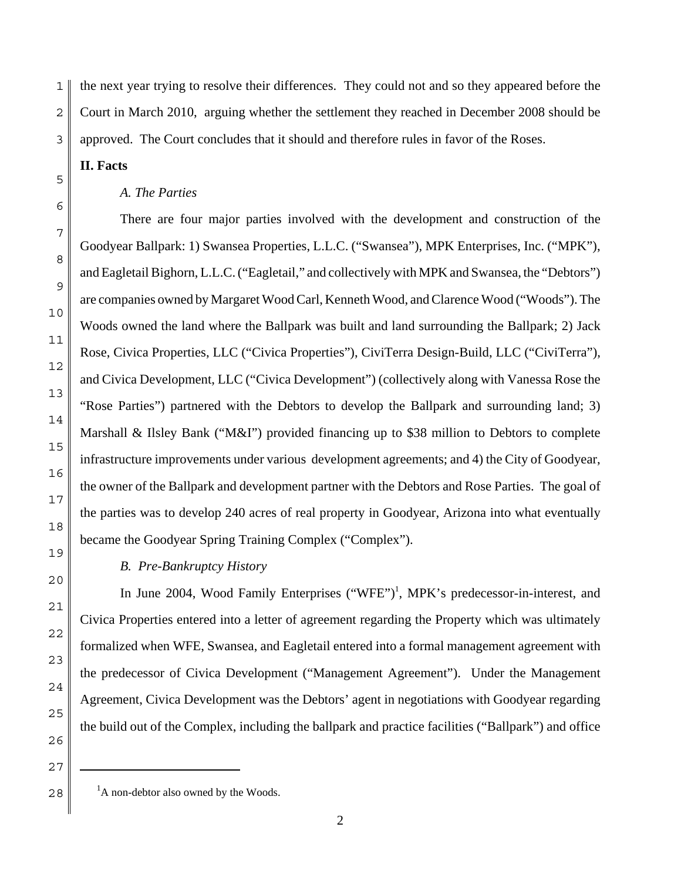the next year trying to resolve their differences. They could not and so they appeared before the Court in March 2010, arguing whether the settlement they reached in December 2008 should be approved. The Court concludes that it should and therefore rules in favor of the Roses.

## II. Facts

### *A. The Parties*

There are four major parties involved with the development and construction of the Goodyear Ballpark: 1) Swansea Properties, L.L.C. ("Swansea"), MPK Enterprises, Inc. ("MPK"), and Eagletail Bighorn, L.L.C. ("Eagletail," and collectively with MPK and Swansea, the "Debtors") are companies owned by Margaret Wood Carl, Kenneth Wood, and Clarence Wood ("Woods"). The Woods owned the land where the Ballpark was built and land surrounding the Ballpark; 2) Jack Rose, Civica Properties, LLC ("Civica Properties"), CiviTerra Design-Build, LLC ("CiviTerra"), and Civica Development, LLC ("Civica Development") (collectively along with Vanessa Rose the "Rose Parties") partnered with the Debtors to develop the Ballpark and surrounding land; 3) Marshall & Ilsley Bank ("M&I") provided financing up to $38 million to Debtors to complete infrastructure improvements under various development agreements; and 4) the City of Goodyear, the owner of the Ballpark and development partner with the Debtors and Rose Parties. The goal of the parties was to develop 240 acres of real property in Goodyear, Arizona into what eventually became the Goodyear Spring Training Complex ("Complex").

### *B. Pre-Bankruptcy History*

In June 2004, Wood Family Enterprises ("WFE")[1], MPK's predecessor-in-interest, and Civica Properties entered into a letter of agreement regarding the Property which was ultimately formalized when WFE, Swansea, and Eagletail entered into a formal management agreement with the predecessor of Civica Development ("Management Agreement"). Under the Management Agreement, Civica Development was the Debtors' agent in negotiations with Goodyear regarding the build out of the Complex, including the ballpark and practice facilities ("Ballpark") and office

---

[1] A non-debtor also owned by the Woods.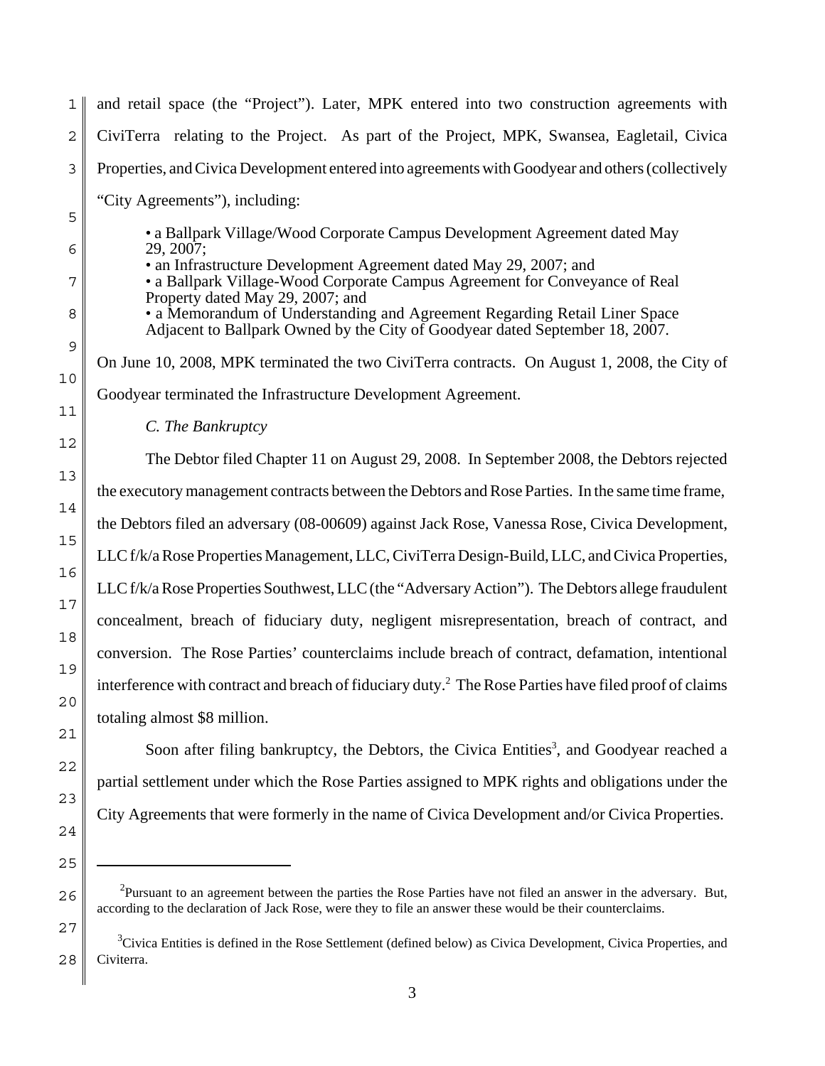and retail space (the "Project"). Later, MPK entered into two construction agreements with CiviTerra relating to the Project. As part of the Project, MPK, Swansea, Eagletail, Civica Properties, and Civica Development entered into agreements with Goodyear and others (collectively "City Agreements"), including:

- a Ballpark Village/Wood Corporate Campus Development Agreement dated May 29, 2007;
- an Infrastructure Development Agreement dated May 29, 2007; and
- a Ballpark Village-Wood Corporate Campus Agreement for Conveyance of Real Property dated May 29, 2007; and
- a Memorandum of Understanding and Agreement Regarding Retail Liner Space Adjacent to Ballpark Owned by the City of Goodyear dated September 18, 2007.

On June 10, 2008, MPK terminated the two CiviTerra contracts. On August 1, 2008, the City of Goodyear terminated the Infrastructure Development Agreement.

*C. The Bankruptcy*

The Debtor filed Chapter 11 on August 29, 2008. In September 2008, the Debtors rejected the executory management contracts between the Debtors and Rose Parties. In the same time frame, the Debtors filed an adversary (08-00609) against Jack Rose, Vanessa Rose, Civica Development, LLC f/k/a Rose Properties Management, LLC, CiviTerra Design-Build, LLC, and Civica Properties, LLC f/k/a Rose Properties Southwest, LLC (the "Adversary Action"). The Debtors allege fraudulent concealment, breach of fiduciary duty, negligent misrepresentation, breach of contract, and conversion. The Rose Parties' counterclaims include breach of contract, defamation, intentional interference with contract and breach of fiduciary duty.[2] The Rose Parties have filed proof of claims totaling almost $8 million.

Soon after filing bankruptcy, the Debtors, the Civica Entities[3], and Goodyear reached a partial settlement under which the Rose Parties assigned to MPK rights and obligations under the City Agreements that were formerly in the name of Civica Development and/or Civica Properties.

---

[2] Pursuant to an agreement between the parties the Rose Parties have not filed an answer in the adversary. But, according to the declaration of Jack Rose, were they to file an answer these would be their counterclaims.

[3] Civica Entities is defined in the Rose Settlement (defined below) as Civica Development, Civica Properties, and Civiterra.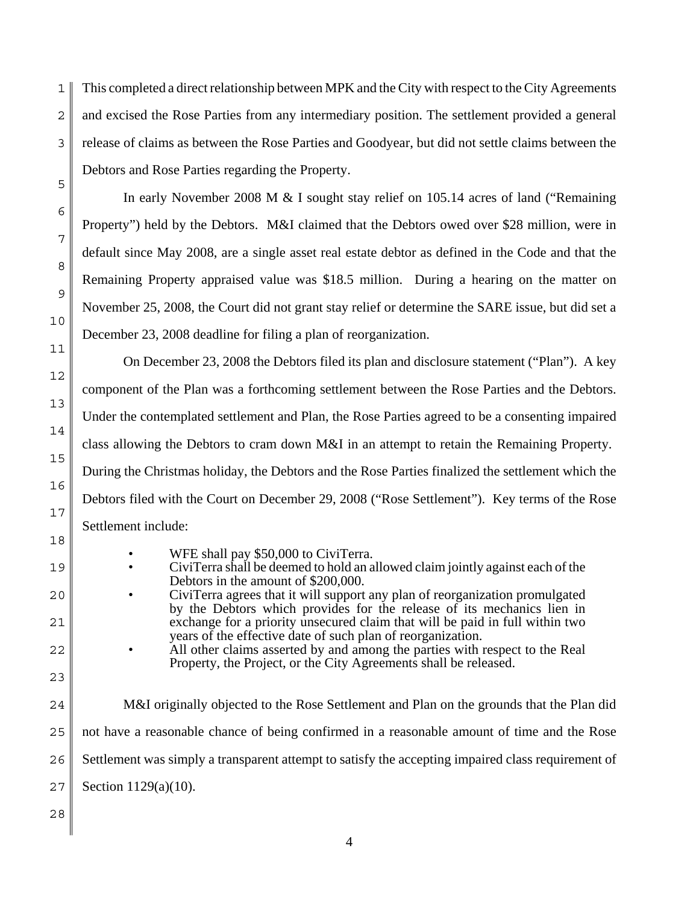This completed a direct relationship between MPK and the City with respect to the City Agreements and excised the Rose Parties from any intermediary position. The settlement provided a general release of claims as between the Rose Parties and Goodyear, but did not settle claims between the Debtors and Rose Parties regarding the Property.

In early November 2008 M & I sought stay relief on 105.14 acres of land ("Remaining Property") held by the Debtors. M&I claimed that the Debtors owed over $28 million, were in default since May 2008, are a single asset real estate debtor as defined in the Code and that the Remaining Property appraised value was $18.5 million. During a hearing on the matter on November 25, 2008, the Court did not grant stay relief or determine the SARE issue, but did set a December 23, 2008 deadline for filing a plan of reorganization.

On December 23, 2008 the Debtors filed its plan and disclosure statement ("Plan"). A key component of the Plan was a forthcoming settlement between the Rose Parties and the Debtors. Under the contemplated settlement and Plan, the Rose Parties agreed to be a consenting impaired class allowing the Debtors to cram down M&I in an attempt to retain the Remaining Property. During the Christmas holiday, the Debtors and the Rose Parties finalized the settlement which the Debtors filed with the Court on December 29, 2008 ("Rose Settlement"). Key terms of the Rose Settlement include:

- WFE shall pay $50,000 to CiviTerra.
- CiviTerra shall be deemed to hold an allowed claim jointly against each of the Debtors in the amount of $200,000.
- CiviTerra agrees that it will support any plan of reorganization promulgated by the Debtors which provides for the release of its mechanics lien in exchange for a priority unsecured claim that will be paid in full within two years of the effective date of such plan of reorganization.
- All other claims asserted by and among the parties with respect to the Real Property, the Project, or the City Agreements shall be released.

M&I originally objected to the Rose Settlement and Plan on the grounds that the Plan did not have a reasonable chance of being confirmed in a reasonable amount of time and the Rose Settlement was simply a transparent attempt to satisfy the accepting impaired class requirement of Section 1129(a)(10).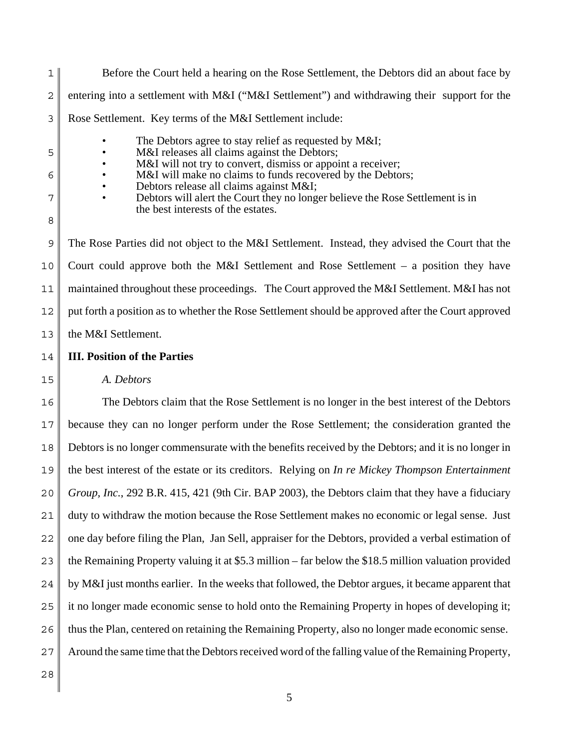Before the Court held a hearing on the Rose Settlement, the Debtors did an about face by entering into a settlement with M&I ("M&I Settlement") and withdrawing their support for the Rose Settlement. Key terms of the M&I Settlement include:

- The Debtors agree to stay relief as requested by M&I;
- M&I releases all claims against the Debtors;
- M&I will not try to convert, dismiss or appoint a receiver;
- M&I will make no claims to funds recovered by the Debtors;
- Debtors release all claims against M&I;
- Debtors will alert the Court they no longer believe the Rose Settlement is in the best interests of the estates.

The Rose Parties did not object to the M&I Settlement. Instead, they advised the Court that the Court could approve both the M&I Settlement and Rose Settlement – a position they have maintained throughout these proceedings. The Court approved the M&I Settlement. M&I has not put forth a position as to whether the Rose Settlement should be approved after the Court approved the M&I Settlement.

**III. Position of the Parties**

*A. Debtors*

The Debtors claim that the Rose Settlement is no longer in the best interest of the Debtors because they can no longer perform under the Rose Settlement; the consideration granted the Debtors is no longer commensurate with the benefits received by the Debtors; and it is no longer in the best interest of the estate or its creditors. Relying on *In re Mickey Thompson Entertainment Group, Inc.*, 292 B.R. 415, 421 (9th Cir. BAP 2003), the Debtors claim that they have a fiduciary duty to withdraw the motion because the Rose Settlement makes no economic or legal sense. Just one day before filing the Plan, Jan Sell, appraiser for the Debtors, provided a verbal estimation of the Remaining Property valuing it at $5.3 million – far below the $18.5 million valuation provided by M&I just months earlier. In the weeks that followed, the Debtor argues, it became apparent that it no longer made economic sense to hold onto the Remaining Property in hopes of developing it; thus the Plan, centered on retaining the Remaining Property, also no longer made economic sense. Around the same time that the Debtors received word of the falling value of the Remaining Property,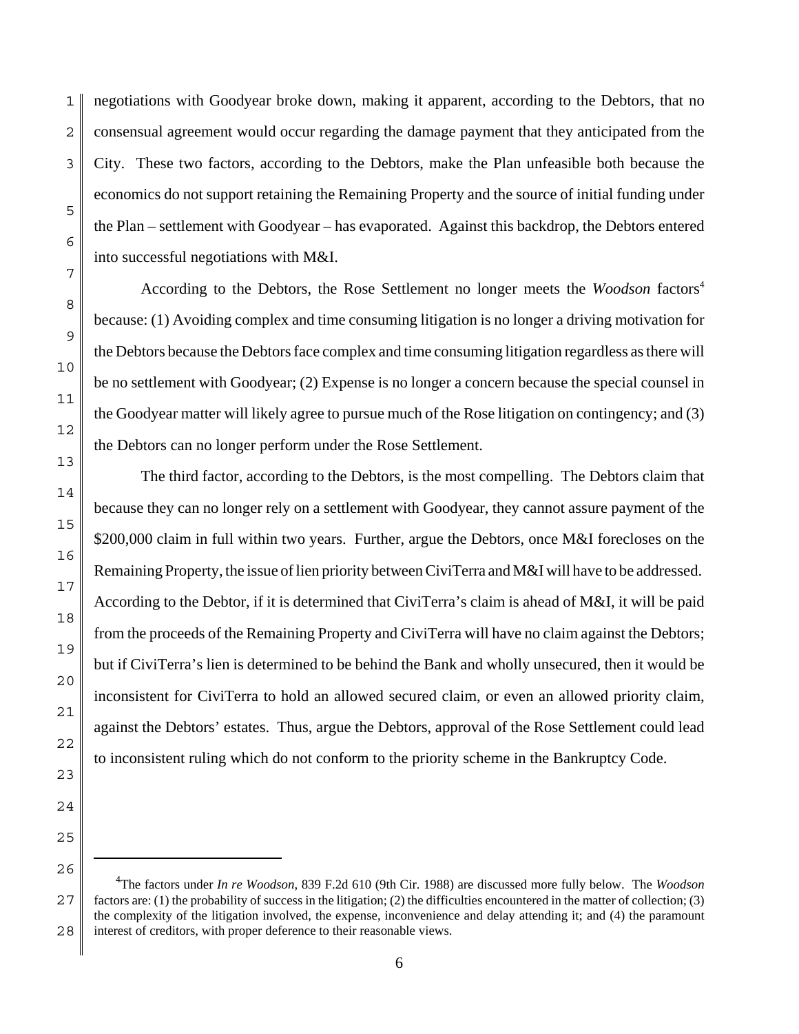negotiations with Goodyear broke down, making it apparent, according to the Debtors, that no consensual agreement would occur regarding the damage payment that they anticipated from the City. These two factors, according to the Debtors, make the Plan unfeasible both because the economics do not support retaining the Remaining Property and the source of initial funding under the Plan – settlement with Goodyear – has evaporated. Against this backdrop, the Debtors entered into successful negotiations with M&I.

According to the Debtors, the Rose Settlement no longer meets the *Woodson* factors[4] because: (1) Avoiding complex and time consuming litigation is no longer a driving motivation for the Debtors because the Debtors face complex and time consuming litigation regardless as there will be no settlement with Goodyear; (2) Expense is no longer a concern because the special counsel in the Goodyear matter will likely agree to pursue much of the Rose litigation on contingency; and (3) the Debtors can no longer perform under the Rose Settlement.

The third factor, according to the Debtors, is the most compelling. The Debtors claim that because they can no longer rely on a settlement with Goodyear, they cannot assure payment of the $200,000 claim in full within two years. Further, argue the Debtors, once M&I forecloses on the Remaining Property, the issue of lien priority between CiviTerra and M&I will have to be addressed. According to the Debtor, if it is determined that CiviTerra's claim is ahead of M&I, it will be paid from the proceeds of the Remaining Property and CiviTerra will have no claim against the Debtors; but if CiviTerra's lien is determined to be behind the Bank and wholly unsecured, then it would be inconsistent for CiviTerra to hold an allowed secured claim, or even an allowed priority claim, against the Debtors' estates. Thus, argue the Debtors, approval of the Rose Settlement could lead to inconsistent ruling which do not conform to the priority scheme in the Bankruptcy Code.

---

[4] The factors under *In re Woodson*, 839 F.2d 610 (9th Cir. 1988) are discussed more fully below. The *Woodson* factors are: (1) the probability of success in the litigation; (2) the difficulties encountered in the matter of collection; (3) the complexity of the litigation involved, the expense, inconvenience and delay attending it; and (4) the paramount interest of creditors, with proper deference to their reasonable views.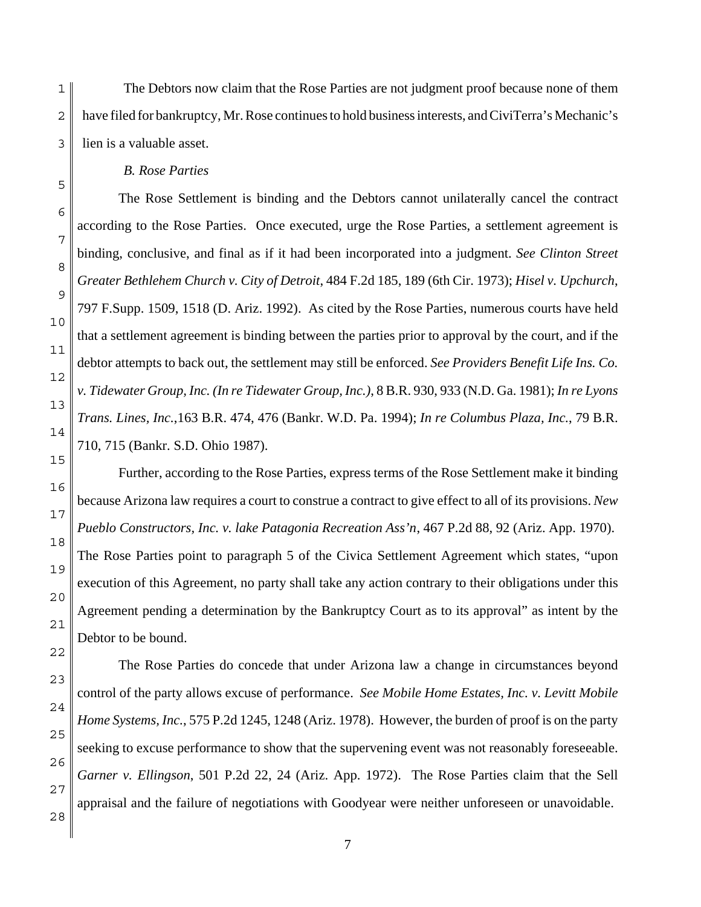The Debtors now claim that the Rose Parties are not judgment proof because none of them have filed for bankruptcy, Mr. Rose continues to hold business interests, and CiviTerra's Mechanic's lien is a valuable asset.

*B. Rose Parties*

The Rose Settlement is binding and the Debtors cannot unilaterally cancel the contract according to the Rose Parties. Once executed, urge the Rose Parties, a settlement agreement is binding, conclusive, and final as if it had been incorporated into a judgment. *See Clinton Street Greater Bethlehem Church v. City of Detroit*, 484 F.2d 185, 189 (6th Cir. 1973); *Hisel v. Upchurch*, 797 F.Supp. 1509, 1518 (D. Ariz. 1992). As cited by the Rose Parties, numerous courts have held that a settlement agreement is binding between the parties prior to approval by the court, and if the debtor attempts to back out, the settlement may still be enforced. *See Providers Benefit Life Ins. Co. v. Tidewater Group, Inc. (In re Tidewater Group, Inc.)*, 8 B.R. 930, 933 (N.D. Ga. 1981); *In re Lyons Trans. Lines, Inc.*,163 B.R. 474, 476 (Bankr. W.D. Pa. 1994); *In re Columbus Plaza, Inc.*, 79 B.R. 710, 715 (Bankr. S.D. Ohio 1987).

Further, according to the Rose Parties, express terms of the Rose Settlement make it binding because Arizona law requires a court to construe a contract to give effect to all of its provisions. *New Pueblo Constructors, Inc. v. lake Patagonia Recreation Ass'n*, 467 P.2d 88, 92 (Ariz. App. 1970). The Rose Parties point to paragraph 5 of the Civica Settlement Agreement which states, "upon execution of this Agreement, no party shall take any action contrary to their obligations under this Agreement pending a determination by the Bankruptcy Court as to its approval" as intent by the Debtor to be bound.

The Rose Parties do concede that under Arizona law a change in circumstances beyond control of the party allows excuse of performance. *See Mobile Home Estates, Inc. v. Levitt Mobile Home Systems, Inc.*, 575 P.2d 1245, 1248 (Ariz. 1978). However, the burden of proof is on the party seeking to excuse performance to show that the supervening event was not reasonably foreseeable. *Garner v. Ellingson*, 501 P.2d 22, 24 (Ariz. App. 1972). The Rose Parties claim that the Sell appraisal and the failure of negotiations with Goodyear were neither unforeseen or unavoidable.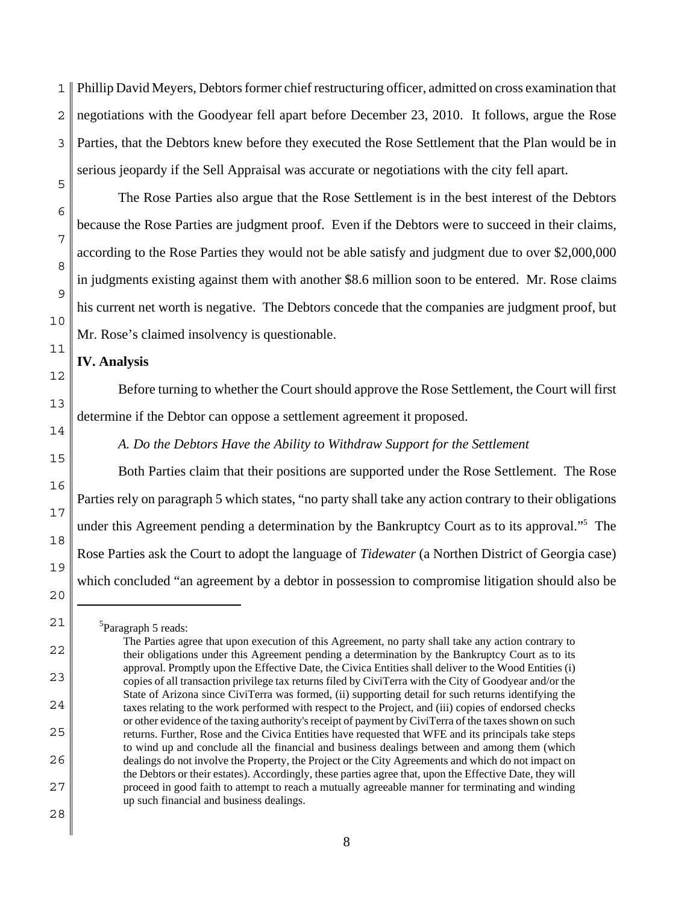Phillip David Meyers, Debtors former chief restructuring officer, admitted on cross examination that negotiations with the Goodyear fell apart before December 23, 2010. It follows, argue the Rose Parties, that the Debtors knew before they executed the Rose Settlement that the Plan would be in serious jeopardy if the Sell Appraisal was accurate or negotiations with the city fell apart.

The Rose Parties also argue that the Rose Settlement is in the best interest of the Debtors because the Rose Parties are judgment proof. Even if the Debtors were to succeed in their claims, according to the Rose Parties they would not be able satisfy and judgment due to over $2,000,000 in judgments existing against them with another $8.6 million soon to be entered. Mr. Rose claims his current net worth is negative. The Debtors concede that the companies are judgment proof, but Mr. Rose's claimed insolvency is questionable.

**IV. Analysis**

Before turning to whether the Court should approve the Rose Settlement, the Court will first determine if the Debtor can oppose a settlement agreement it proposed.

*A. Do the Debtors Have the Ability to Withdraw Support for the Settlement*

Both Parties claim that their positions are supported under the Rose Settlement. The Rose Parties rely on paragraph 5 which states, "no party shall take any action contrary to their obligations under this Agreement pending a determination by the Bankruptcy Court as to its approval."[5] The Rose Parties ask the Court to adopt the language of *Tidewater* (a Northen District of Georgia case) which concluded "an agreement by a debtor in possession to compromise litigation should also be

---

[5]Paragraph 5 reads:

> The Parties agree that upon execution of this Agreement, no party shall take any action contrary to their obligations under this Agreement pending a determination by the Bankruptcy Court as to its approval. Promptly upon the Effective Date, the Civica Entities shall deliver to the Wood Entities (i) copies of all transaction privilege tax returns filed by CiviTerra with the City of Goodyear and/or the State of Arizona since CiviTerra was formed, (ii) supporting detail for such returns identifying the taxes relating to the work performed with respect to the Project, and (iii) copies of endorsed checks or other evidence of the taxing authority's receipt of payment by CiviTerra of the taxes shown on such returns. Further, Rose and the Civica Entities have requested that WFE and its principals take steps to wind up and conclude all the financial and business dealings between and among them (which dealings do not involve the Property, the Project or the City Agreements and which do not impact on the Debtors or their estates). Accordingly, these parties agree that, upon the Effective Date, they will proceed in good faith to attempt to reach a mutually agreeable manner for terminating and winding up such financial and business dealings.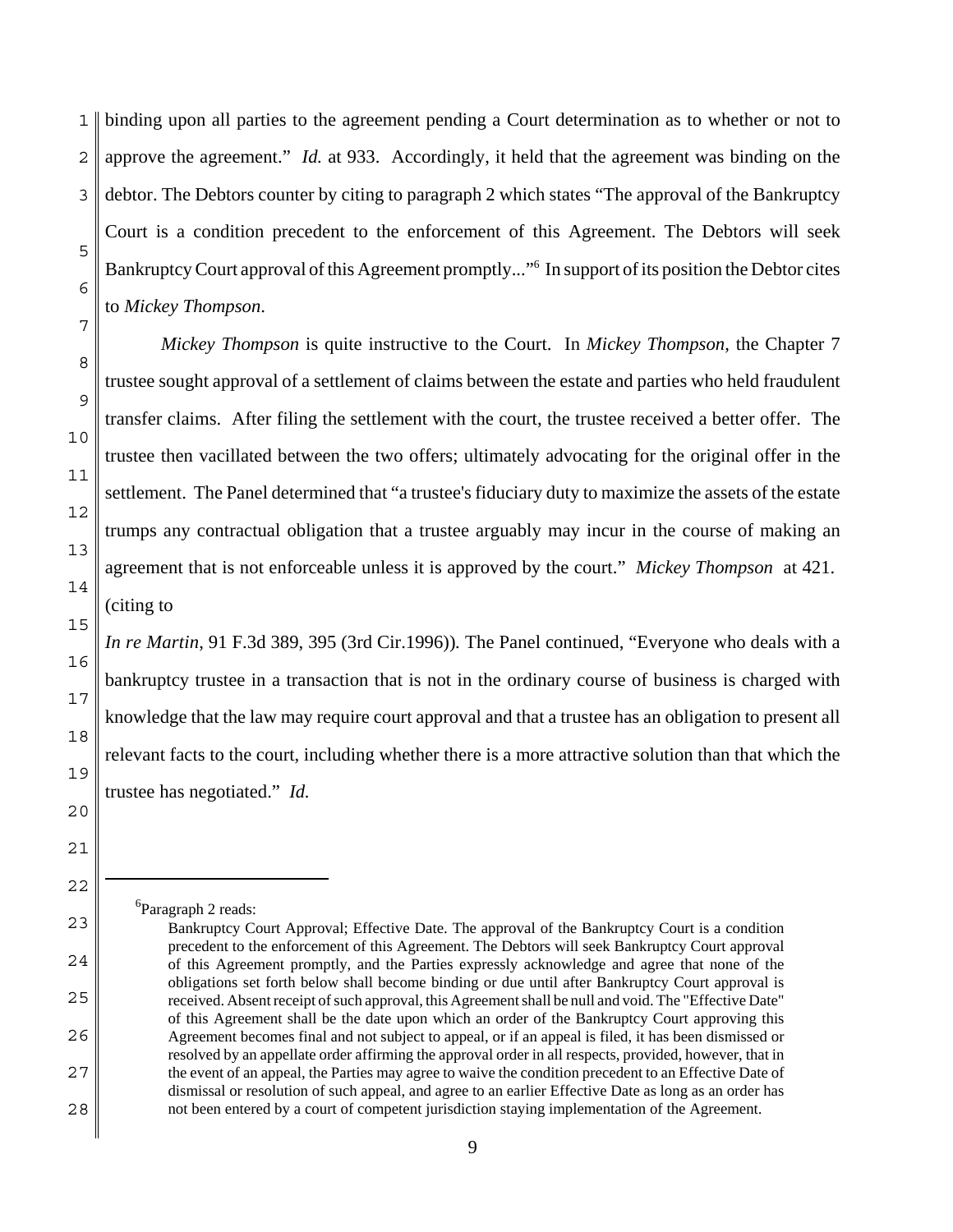binding upon all parties to the agreement pending a Court determination as to whether or not to approve the agreement." *Id.* at 933. Accordingly, it held that the agreement was binding on the debtor. The Debtors counter by citing to paragraph 2 which states "The approval of the Bankruptcy Court is a condition precedent to the enforcement of this Agreement. The Debtors will seek Bankruptcy Court approval of this Agreement promptly..."[6] In support of its position the Debtor cites to *Mickey Thompson*.

*Mickey Thompson* is quite instructive to the Court. In *Mickey Thompson*, the Chapter 7 trustee sought approval of a settlement of claims between the estate and parties who held fraudulent transfer claims. After filing the settlement with the court, the trustee received a better offer. The trustee then vacillated between the two offers; ultimately advocating for the original offer in the settlement. The Panel determined that "a trustee's fiduciary duty to maximize the assets of the estate trumps any contractual obligation that a trustee arguably may incur in the course of making an agreement that is not enforceable unless it is approved by the court." *Mickey Thompson* at 421. (citing to *In re Martin*, 91 F.3d 389, 395 (3rd Cir.1996)). The Panel continued, "Everyone who deals with a bankruptcy trustee in a transaction that is not in the ordinary course of business is charged with knowledge that the law may require court approval and that a trustee has an obligation to present all relevant facts to the court, including whether there is a more attractive solution than that which the trustee has negotiated." *Id.*

---

[6] Paragraph 2 reads:

> Bankruptcy Court Approval; Effective Date. The approval of the Bankruptcy Court is a condition precedent to the enforcement of this Agreement. The Debtors will seek Bankruptcy Court approval of this Agreement promptly, and the Parties expressly acknowledge and agree that none of the obligations set forth below shall become binding or due until after Bankruptcy Court approval is received. Absent receipt of such approval, this Agreement shall be null and void. The "Effective Date" of this Agreement shall be the date upon which an order of the Bankruptcy Court approving this Agreement becomes final and not subject to appeal, or if an appeal is filed, it has been dismissed or resolved by an appellate order affirming the approval order in all respects, provided, however, that in the event of an appeal, the Parties may agree to waive the condition precedent to an Effective Date of dismissal or resolution of such appeal, and agree to an earlier Effective Date as long as an order has not been entered by a court of competent jurisdiction staying implementation of the Agreement.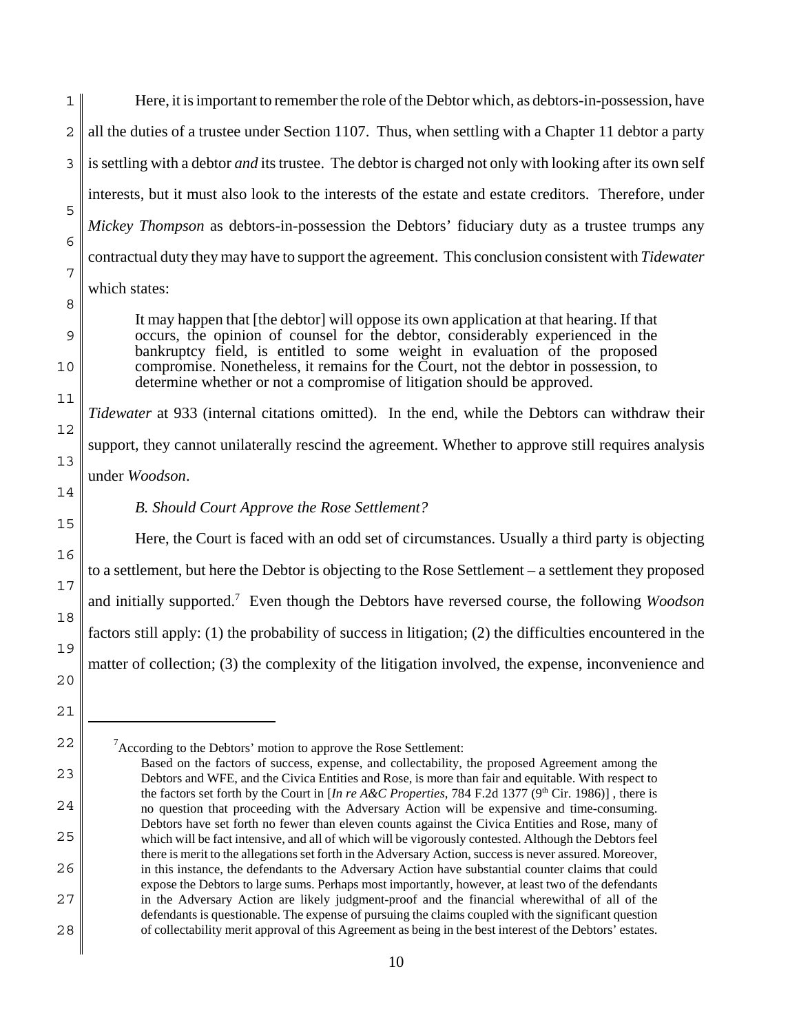Here, it is important to remember the role of the Debtor which, as debtors-in-possession, have all the duties of a trustee under Section 1107. Thus, when settling with a Chapter 11 debtor a party is settling with a debtor *and* its trustee. The debtor is charged not only with looking after its own self interests, but it must also look to the interests of the estate and estate creditors. Therefore, under *Mickey Thompson* as debtors-in-possession the Debtors' fiduciary duty as a trustee trumps any contractual duty they may have to support the agreement. This conclusion consistent with *Tidewater* which states:

> It may happen that [the debtor] will oppose its own application at that hearing. If that occurs, the opinion of counsel for the debtor, considerably experienced in the bankruptcy field, is entitled to some weight in evaluation of the proposed compromise. Nonetheless, it remains for the Court, not the debtor in possession, to determine whether or not a compromise of litigation should be approved.

*Tidewater* at 933 (internal citations omitted). In the end, while the Debtors can withdraw their support, they cannot unilaterally rescind the agreement. Whether to approve still requires analysis under *Woodson*.

*B. Should Court Approve the Rose Settlement?*

Here, the Court is faced with an odd set of circumstances. Usually a third party is objecting to a settlement, but here the Debtor is objecting to the Rose Settlement – a settlement they proposed and initially supported.[7] Even though the Debtors have reversed course, the following *Woodson* factors still apply: (1) the probability of success in litigation; (2) the difficulties encountered in the matter of collection; (3) the complexity of the litigation involved, the expense, inconvenience and

---

[7] According to the Debtors' motion to approve the Rose Settlement:

> Based on the factors of success, expense, and collectability, the proposed Agreement among the Debtors and WFE, and the Civica Entities and Rose, is more than fair and equitable. With respect to the factors set forth by the Court in [*In re A&C Properties*, 784 F.2d 1377 (9th Cir. 1986)] , there is no question that proceeding with the Adversary Action will be expensive and time-consuming. Debtors have set forth no fewer than eleven counts against the Civica Entities and Rose, many of which will be fact intensive, and all of which will be vigorously contested. Although the Debtors feel there is merit to the allegations set forth in the Adversary Action, success is never assured. Moreover, in this instance, the defendants to the Adversary Action have substantial counter claims that could expose the Debtors to large sums. Perhaps most importantly, however, at least two of the defendants in the Adversary Action are likely judgment-proof and the financial wherewithal of all of the defendants is questionable. The expense of pursuing the claims coupled with the significant question of collectability merit approval of this Agreement as being in the best interest of the Debtors' estates.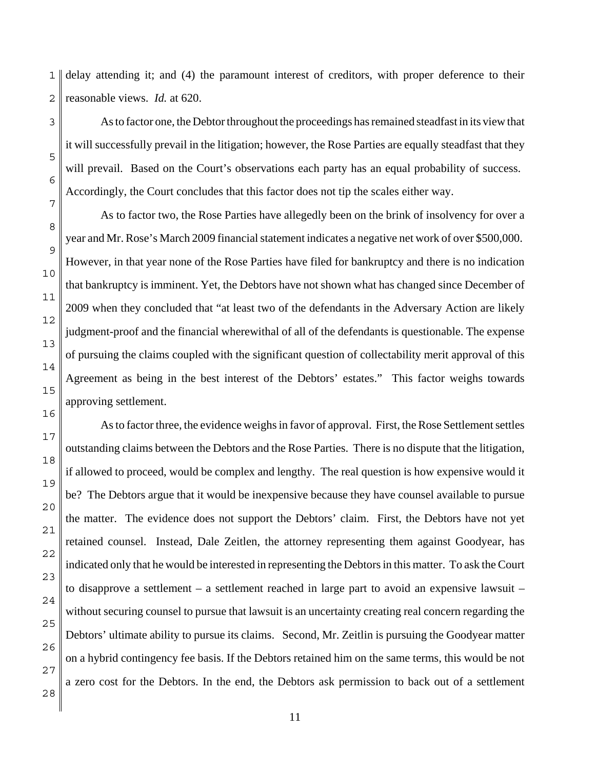delay attending it; and (4) the paramount interest of creditors, with proper deference to their reasonable views. *Id.* at 620.

As to factor one, the Debtor throughout the proceedings has remained steadfast in its view that it will successfully prevail in the litigation; however, the Rose Parties are equally steadfast that they will prevail. Based on the Court's observations each party has an equal probability of success. Accordingly, the Court concludes that this factor does not tip the scales either way.

As to factor two, the Rose Parties have allegedly been on the brink of insolvency for over a year and Mr. Rose's March 2009 financial statement indicates a negative net work of over $500,000. However, in that year none of the Rose Parties have filed for bankruptcy and there is no indication that bankruptcy is imminent. Yet, the Debtors have not shown what has changed since December of 2009 when they concluded that "at least two of the defendants in the Adversary Action are likely judgment-proof and the financial wherewithal of all of the defendants is questionable. The expense of pursuing the claims coupled with the significant question of collectability merit approval of this Agreement as being in the best interest of the Debtors' estates." This factor weighs towards approving settlement.

As to factor three, the evidence weighs in favor of approval. First, the Rose Settlement settles outstanding claims between the Debtors and the Rose Parties. There is no dispute that the litigation, if allowed to proceed, would be complex and lengthy. The real question is how expensive would it be? The Debtors argue that it would be inexpensive because they have counsel available to pursue the matter. The evidence does not support the Debtors' claim. First, the Debtors have not yet retained counsel. Instead, Dale Zeitlen, the attorney representing them against Goodyear, has indicated only that he would be interested in representing the Debtors in this matter. To ask the Court to disapprove a settlement – a settlement reached in large part to avoid an expensive lawsuit – without securing counsel to pursue that lawsuit is an uncertainty creating real concern regarding the Debtors' ultimate ability to pursue its claims. Second, Mr. Zeitlin is pursuing the Goodyear matter on a hybrid contingency fee basis. If the Debtors retained him on the same terms, this would be not a zero cost for the Debtors. In the end, the Debtors ask permission to back out of a settlement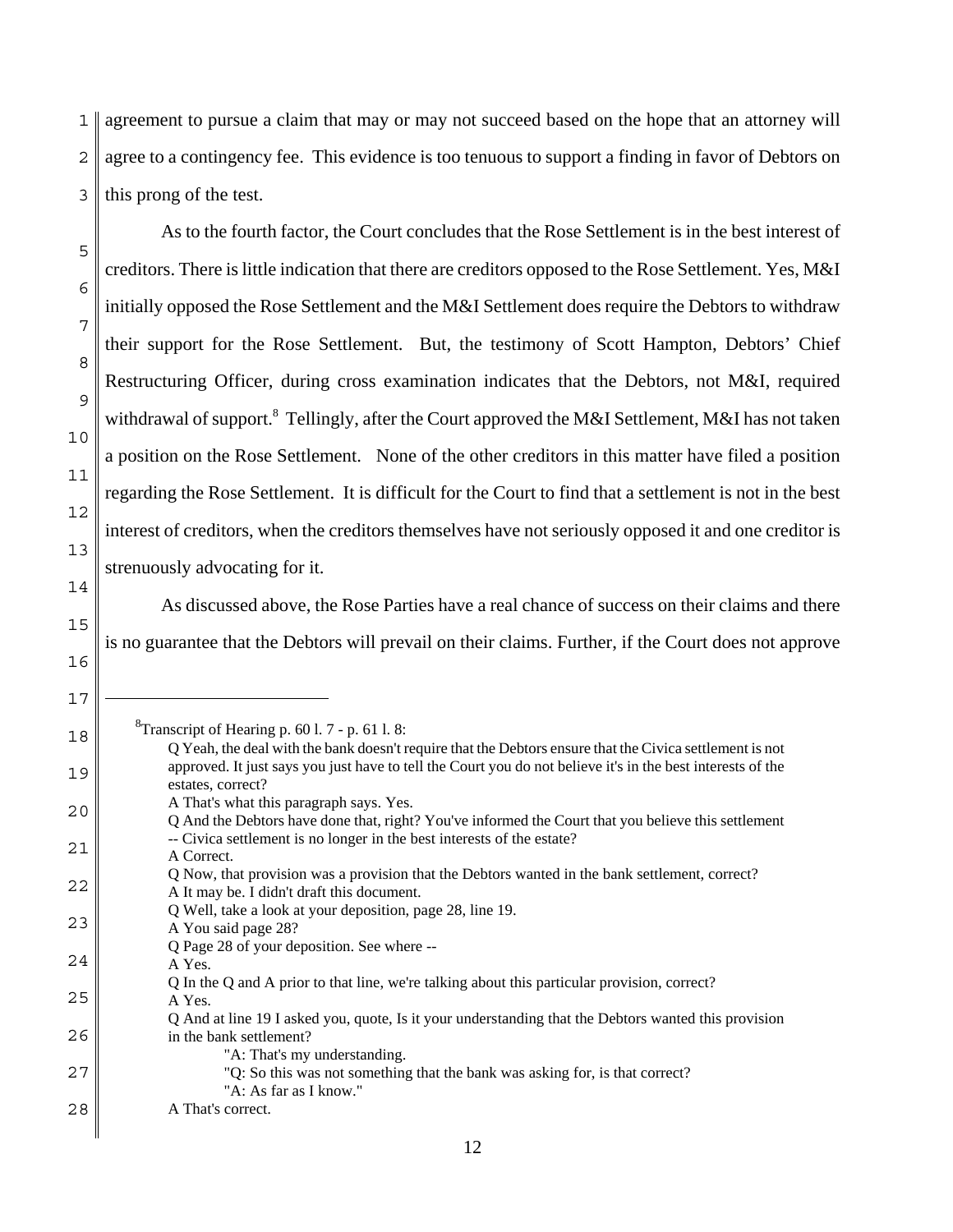agreement to pursue a claim that may or may not succeed based on the hope that an attorney will agree to a contingency fee. This evidence is too tenuous to support a finding in favor of Debtors on this prong of the test.

As to the fourth factor, the Court concludes that the Rose Settlement is in the best interest of creditors. There is little indication that there are creditors opposed to the Rose Settlement. Yes, M&I initially opposed the Rose Settlement and the M&I Settlement does require the Debtors to withdraw their support for the Rose Settlement. But, the testimony of Scott Hampton, Debtors' Chief Restructuring Officer, during cross examination indicates that the Debtors, not M&I, required withdrawal of support.[8] Tellingly, after the Court approved the M&I Settlement, M&I has not taken a position on the Rose Settlement. None of the other creditors in this matter have filed a position regarding the Rose Settlement. It is difficult for the Court to find that a settlement is not in the best interest of creditors, when the creditors themselves have not seriously opposed it and one creditor is strenuously advocating for it.

As discussed above, the Rose Parties have a real chance of success on their claims and there is no guarantee that the Debtors will prevail on their claims. Further, if the Court does not approve

---

[8]Transcript of Hearing p. 60 l. 7 - p. 61 l. 8:

> Q Yeah, the deal with the bank doesn't require that the Debtors ensure that the Civica settlement is not approved. It just says you just have to tell the Court you do not believe it's in the best interests of the estates, correct?
> A That's what this paragraph says. Yes.
> Q And the Debtors have done that, right? You've informed the Court that you believe this settlement -- Civica settlement is no longer in the best interests of the estate?
> A Correct.
> Q Now, that provision was a provision that the Debtors wanted in the bank settlement, correct?
> A It may be. I didn't draft this document.
> Q Well, take a look at your deposition, page 28, line 19.
> A You said page 28?
> Q Page 28 of your deposition. See where --
> A Yes.
> Q In the Q and A prior to that line, we're talking about this particular provision, correct?
> A Yes.
> Q And at line 19 I asked you, quote, Is it your understanding that the Debtors wanted this provision in the bank settlement?
> "A: That's my understanding.
> "Q: So this was not something that the bank was asking for, is that correct?
> "A: As far as I know."
> A That's correct.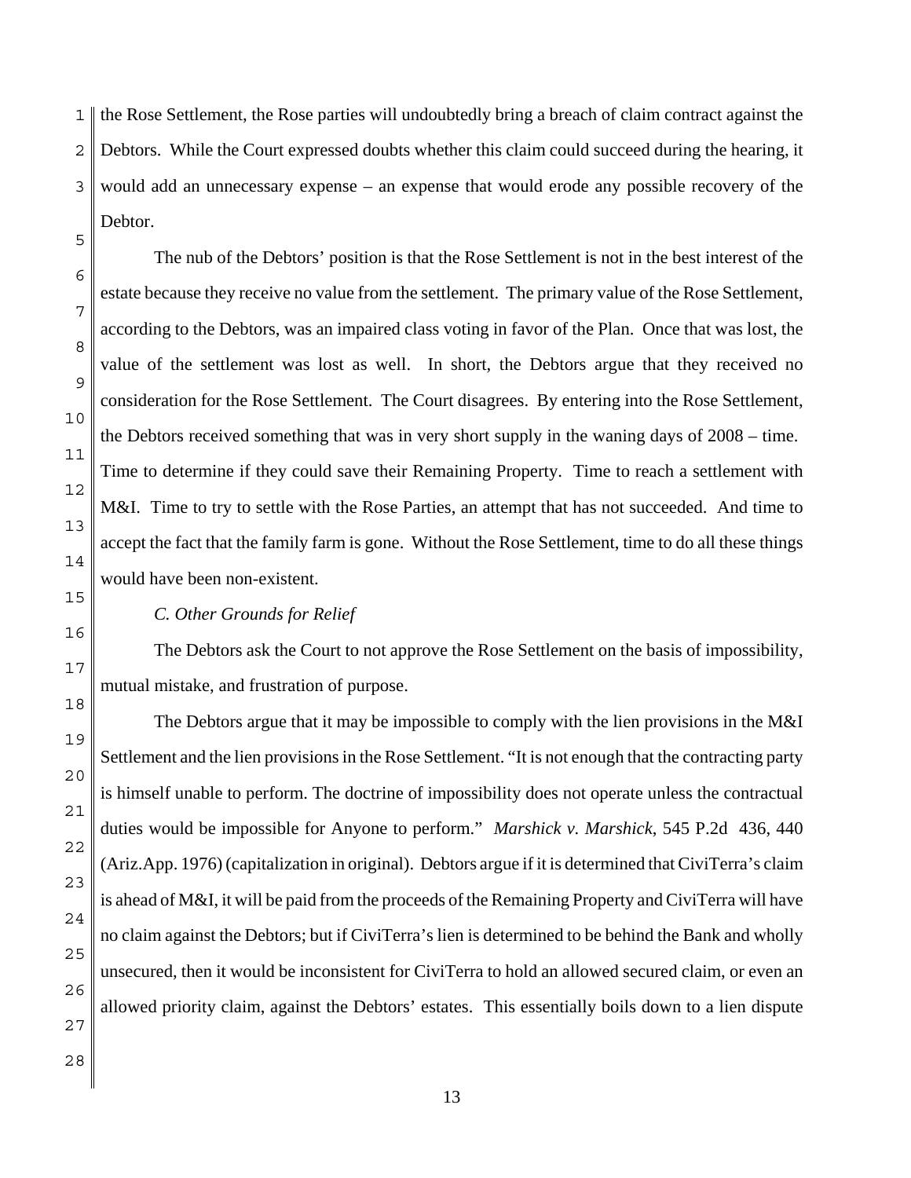the Rose Settlement, the Rose parties will undoubtedly bring a breach of claim contract against the Debtors. While the Court expressed doubts whether this claim could succeed during the hearing, it would add an unnecessary expense – an expense that would erode any possible recovery of the Debtor.

The nub of the Debtors' position is that the Rose Settlement is not in the best interest of the estate because they receive no value from the settlement. The primary value of the Rose Settlement, according to the Debtors, was an impaired class voting in favor of the Plan. Once that was lost, the value of the settlement was lost as well. In short, the Debtors argue that they received no consideration for the Rose Settlement. The Court disagrees. By entering into the Rose Settlement, the Debtors received something that was in very short supply in the waning days of 2008 – time. Time to determine if they could save their Remaining Property. Time to reach a settlement with M&I. Time to try to settle with the Rose Parties, an attempt that has not succeeded. And time to accept the fact that the family farm is gone. Without the Rose Settlement, time to do all these things would have been non-existent.

*C. Other Grounds for Relief*

The Debtors ask the Court to not approve the Rose Settlement on the basis of impossibility, mutual mistake, and frustration of purpose.

The Debtors argue that it may be impossible to comply with the lien provisions in the M&I Settlement and the lien provisions in the Rose Settlement. "It is not enough that the contracting party is himself unable to perform. The doctrine of impossibility does not operate unless the contractual duties would be impossible for Anyone to perform." *Marshick v. Marshick*, 545 P.2d 436, 440 (Ariz.App. 1976) (capitalization in original). Debtors argue if it is determined that CiviTerra's claim is ahead of M&I, it will be paid from the proceeds of the Remaining Property and CiviTerra will have no claim against the Debtors; but if CiviTerra's lien is determined to be behind the Bank and wholly unsecured, then it would be inconsistent for CiviTerra to hold an allowed secured claim, or even an allowed priority claim, against the Debtors' estates. This essentially boils down to a lien dispute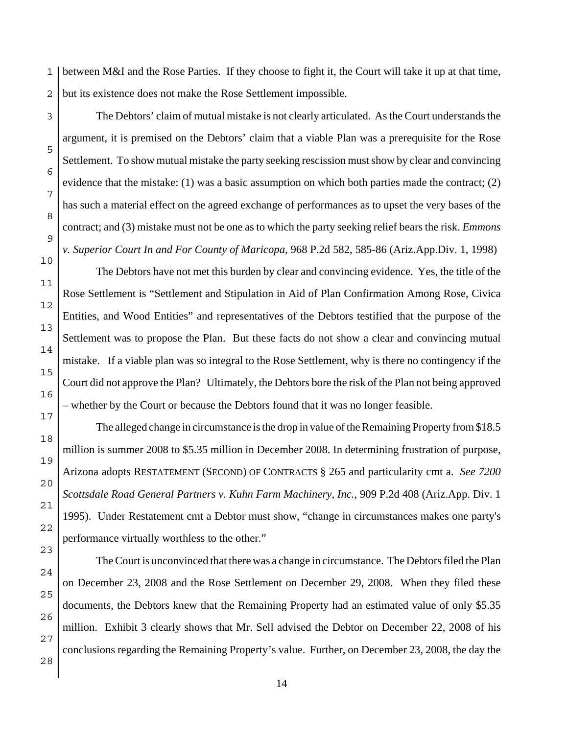between M&I and the Rose Parties. If they choose to fight it, the Court will take it up at that time, but its existence does not make the Rose Settlement impossible.

The Debtors' claim of mutual mistake is not clearly articulated. As the Court understands the argument, it is premised on the Debtors' claim that a viable Plan was a prerequisite for the Rose Settlement. To show mutual mistake the party seeking rescission must show by clear and convincing evidence that the mistake: (1) was a basic assumption on which both parties made the contract; (2) has such a material effect on the agreed exchange of performances as to upset the very bases of the contract; and (3) mistake must not be one as to which the party seeking relief bears the risk. *Emmons v. Superior Court In and For County of Maricopa*, 968 P.2d 582, 585-86 (Ariz.App.Div. 1, 1998)

The Debtors have not met this burden by clear and convincing evidence. Yes, the title of the Rose Settlement is "Settlement and Stipulation in Aid of Plan Confirmation Among Rose, Civica Entities, and Wood Entities" and representatives of the Debtors testified that the purpose of the Settlement was to propose the Plan. But these facts do not show a clear and convincing mutual mistake. If a viable plan was so integral to the Rose Settlement, why is there no contingency if the Court did not approve the Plan? Ultimately, the Debtors bore the risk of the Plan not being approved – whether by the Court or because the Debtors found that it was no longer feasible.

The alleged change in circumstance is the drop in value of the Remaining Property from $18.5 million is summer 2008 to $5.35 million in December 2008. In determining frustration of purpose, Arizona adopts RESTATEMENT (SECOND) OF CONTRACTS § 265 and particularity cmt a. *See 7200 Scottsdale Road General Partners v. Kuhn Farm Machinery, Inc.*, 909 P.2d 408 (Ariz.App. Div. 1 1995). Under Restatement cmt a Debtor must show, "change in circumstances makes one party's performance virtually worthless to the other."

The Court is unconvinced that there was a change in circumstance. The Debtors filed the Plan on December 23, 2008 and the Rose Settlement on December 29, 2008. When they filed these documents, the Debtors knew that the Remaining Property had an estimated value of only $5.35 million. Exhibit 3 clearly shows that Mr. Sell advised the Debtor on December 22, 2008 of his conclusions regarding the Remaining Property's value. Further, on December 23, 2008, the day the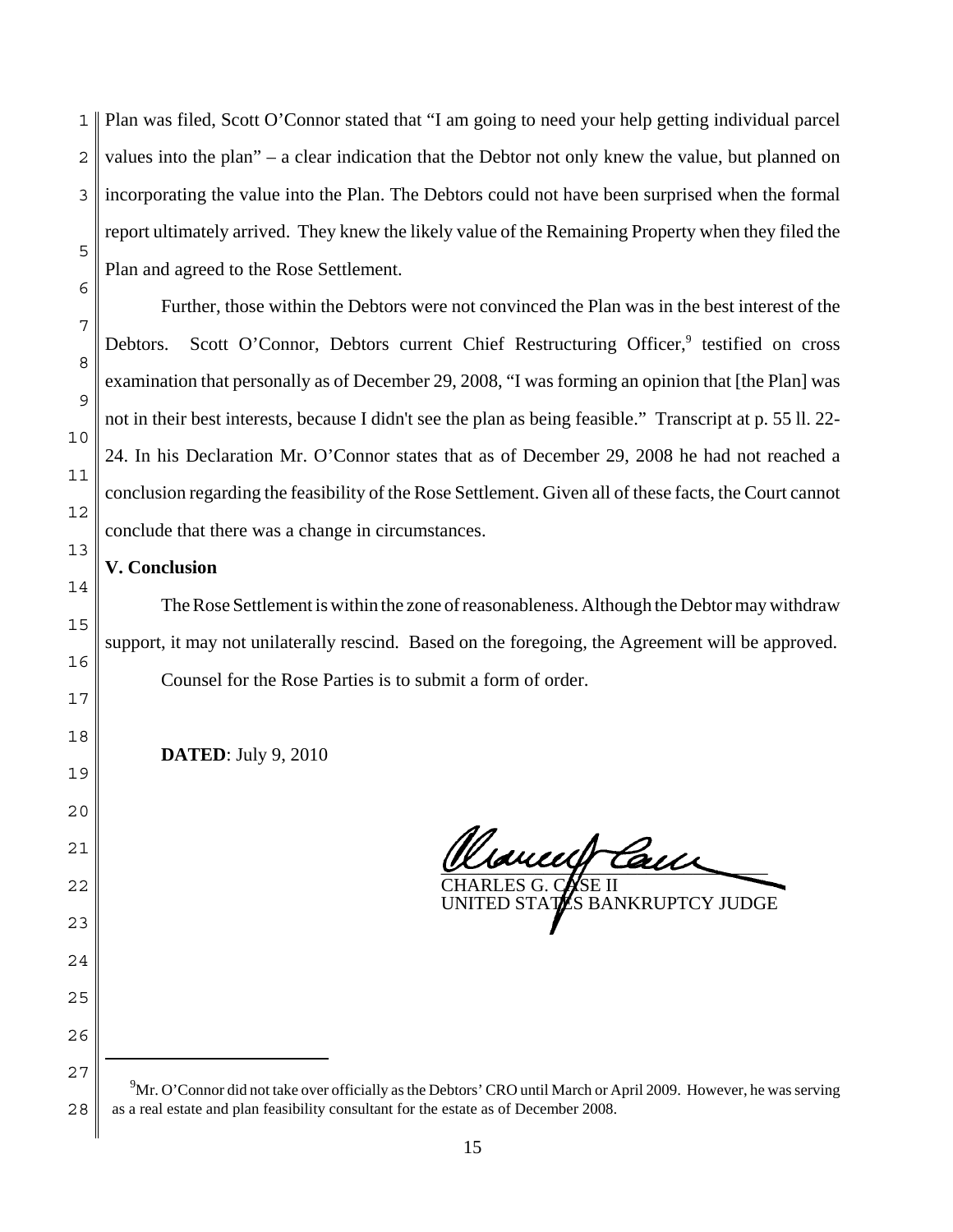Plan was filed, Scott O'Connor stated that "I am going to need your help getting individual parcel values into the plan" – a clear indication that the Debtor not only knew the value, but planned on incorporating the value into the Plan. The Debtors could not have been surprised when the formal report ultimately arrived. They knew the likely value of the Remaining Property when they filed the Plan and agreed to the Rose Settlement.

Further, those within the Debtors were not convinced the Plan was in the best interest of the Debtors. Scott O'Connor, Debtors current Chief Restructuring Officer,[9] testified on cross examination that personally as of December 29, 2008, "I was forming an opinion that [the Plan] was not in their best interests, because I didn't see the plan as being feasible." Transcript at p. 55 ll. 22-24. In his Declaration Mr. O'Connor states that as of December 29, 2008 he had not reached a conclusion regarding the feasibility of the Rose Settlement. Given all of these facts, the Court cannot conclude that there was a change in circumstances.

**V. Conclusion**

The Rose Settlement is within the zone of reasonableness. Although the Debtor may withdraw support, it may not unilaterally rescind. Based on the foregoing, the Agreement will be approved.

Counsel for the Rose Parties is to submit a form of order.

**DATED**: July 9, 2010

CHARLES G. CASE II
UNITED STATES BANKRUPTCY JUDGE

---

[9] Mr. O'Connor did not take over officially as the Debtors' CRO until March or April 2009. However, he was serving as a real estate and plan feasibility consultant for the estate as of December 2008.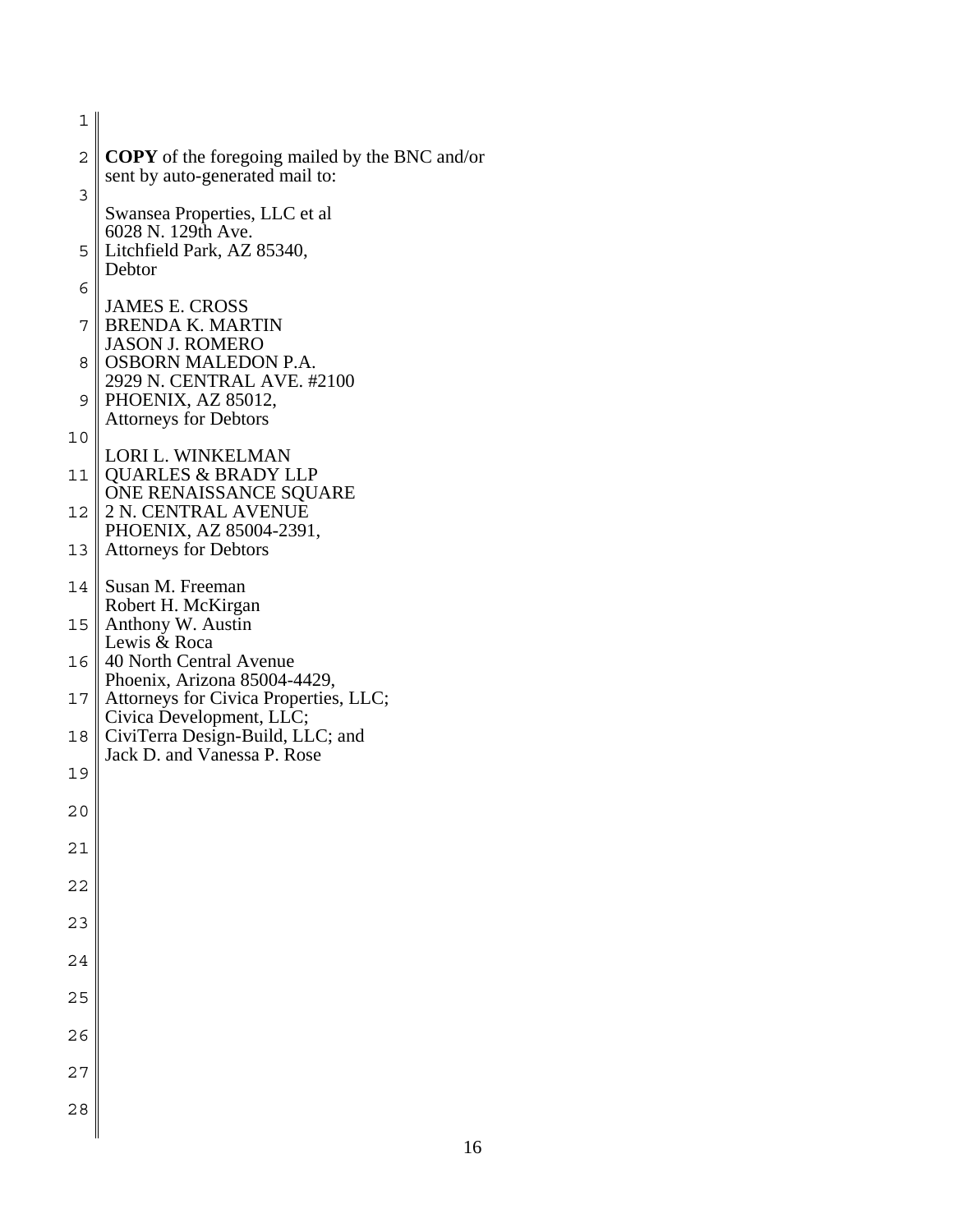**COPY** of the foregoing mailed by the BNC and/or sent by auto-generated mail to:

Swansea Properties, LLC et al
6028 N. 129th Ave.
Litchfield Park, AZ 85340,
Debtor

JAMES E. CROSS
BRENDA K. MARTIN
JASON J. ROMERO
OSBORN MALEDON P.A.
2929 N. CENTRAL AVE. #2100
PHOENIX, AZ 85012,
Attorneys for Debtors

LORI L. WINKELMAN
QUARLES & BRADY LLP
ONE RENAISSANCE SQUARE
2 N. CENTRAL AVENUE
PHOENIX, AZ 85004-2391,
Attorneys for Debtors

Susan M. Freeman
Robert H. McKirgan
Anthony W. Austin
Lewis & Roca
40 North Central Avenue
Phoenix, Arizona 85004-4429,
Attorneys for Civica Properties, LLC;
Civica Development, LLC;
CiviTerra Design-Build, LLC; and
Jack D. and Vanessa P. Rose